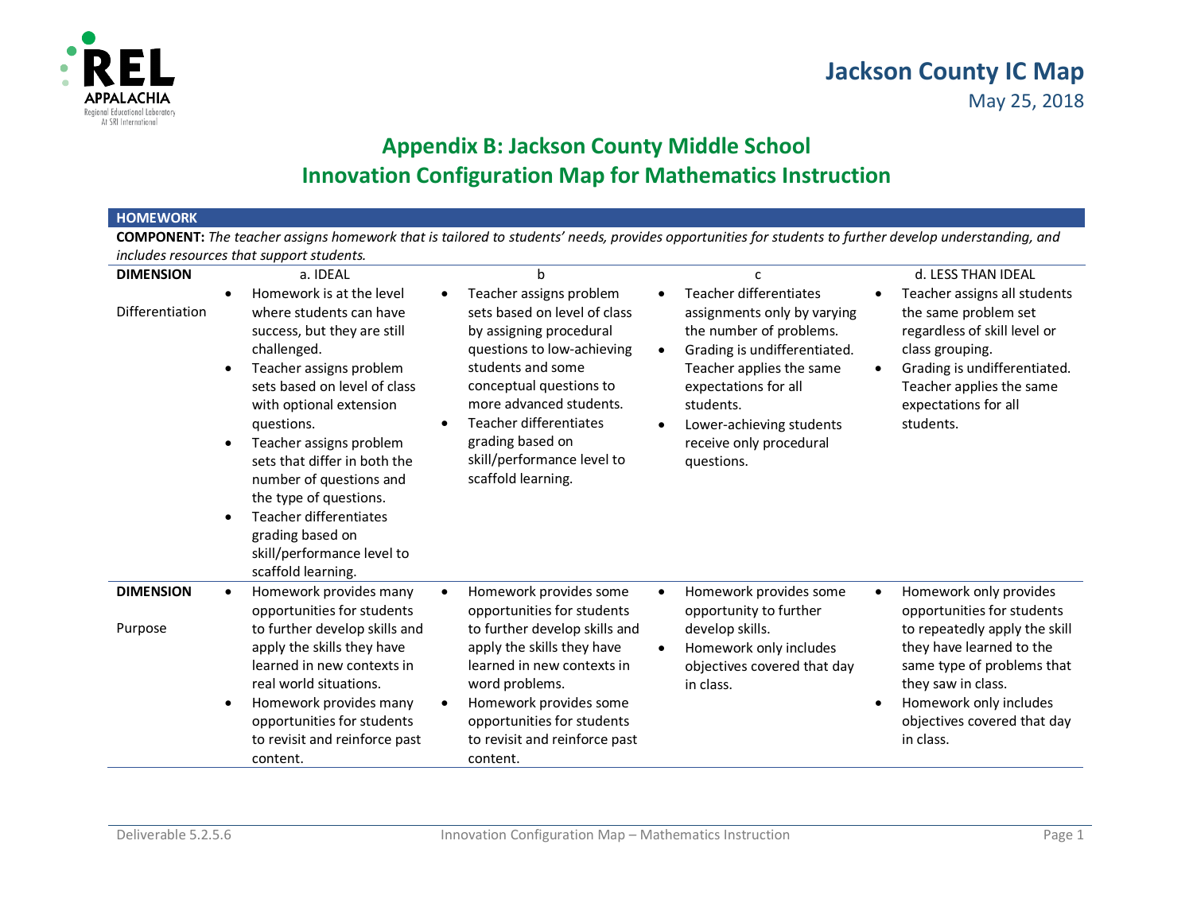# Jackson County IC Map

May 25, 2018

## Appendix B: Jackson County Middle School
## Innovation Configuration Map for Mathematics Instruction

### HOMEWORK

**COMPONENT:** *The teacher assigns homework that is tailored to students' needs, provides opportunities for students to further develop understanding, and includes resources that support students.*

| DIMENSION | a. IDEAL | b | c | d. LESS THAN IDEAL |
|---|---|---|---|---|
| Differentiation | • Homework is at the level where students can have success, but they are still challenged.<br>• Teacher assigns problem sets based on level of class with optional extension questions.<br>• Teacher assigns problem sets that differ in both the number of questions and the type of questions.<br>• Teacher differentiates grading based on skill/performance level to scaffold learning. | • Teacher assigns problem sets based on level of class by assigning procedural questions to low-achieving students and some conceptual questions to more advanced students.<br>• Teacher differentiates grading based on skill/performance level to scaffold learning. | • Teacher differentiates assignments only by varying the number of problems.<br>• Grading is undifferentiated. Teacher applies the same expectations for all students.<br>• Lower-achieving students receive only procedural questions. | • Teacher assigns all students the same problem set regardless of skill level or class grouping.<br>• Grading is undifferentiated. Teacher applies the same expectations for all students. |
| **DIMENSION**<br><br>Purpose | • Homework provides many opportunities for students to further develop skills and apply the skills they have learned in new contexts in real world situations.<br>• Homework provides many opportunities for students to revisit and reinforce past content. | • Homework provides some opportunities for students to further develop skills and apply the skills they have learned in new contexts in word problems.<br>• Homework provides some opportunities for students to revisit and reinforce past content. | • Homework provides some opportunity to further develop skills.<br>• Homework only includes objectives covered that day in class. | • Homework only provides opportunities for students to repeatedly apply the skill they have learned to the same type of problems that they saw in class.<br>• Homework only includes objectives covered that day in class. |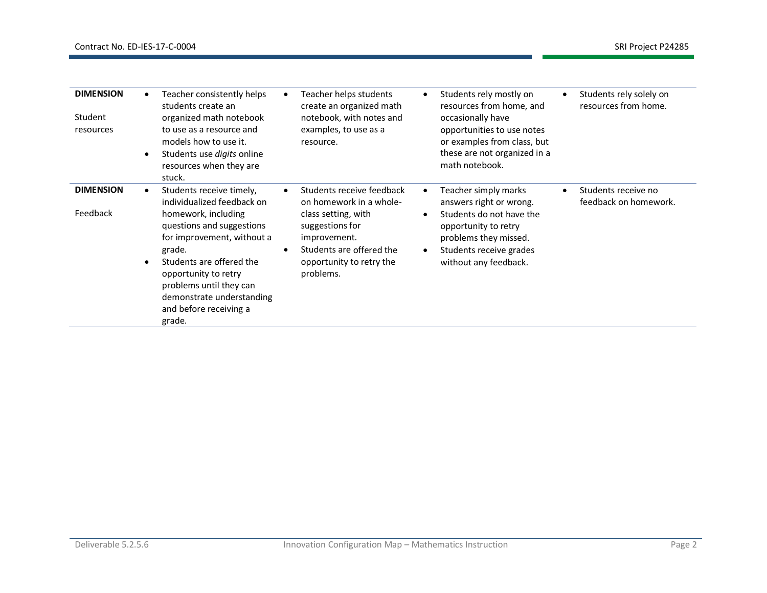| | | | | |
|---|---|---|---|---|
| **DIMENSION**<br><br>Student resources | • Teacher consistently helps students create an organized math notebook to use as a resource and models how to use it.<br>• Students use *digits* online resources when they are stuck. | • Teacher helps students create an organized math notebook, with notes and examples, to use as a resource. | • Students rely mostly on resources from home, and occasionally have opportunities to use notes or examples from class, but these are not organized in a math notebook. | • Students rely solely on resources from home. |
| **DIMENSION**<br><br>Feedback | • Students receive timely, individualized feedback on homework, including questions and suggestions for improvement, without a grade.<br>• Students are offered the opportunity to retry problems until they can demonstrate understanding and before receiving a grade. | • Students receive feedback on homework in a whole-class setting, with suggestions for improvement.<br>• Students are offered the opportunity to retry the problems. | • Teacher simply marks answers right or wrong.<br>• Students do not have the opportunity to retry problems they missed.<br>• Students receive grades without any feedback. | • Students receive no feedback on homework. |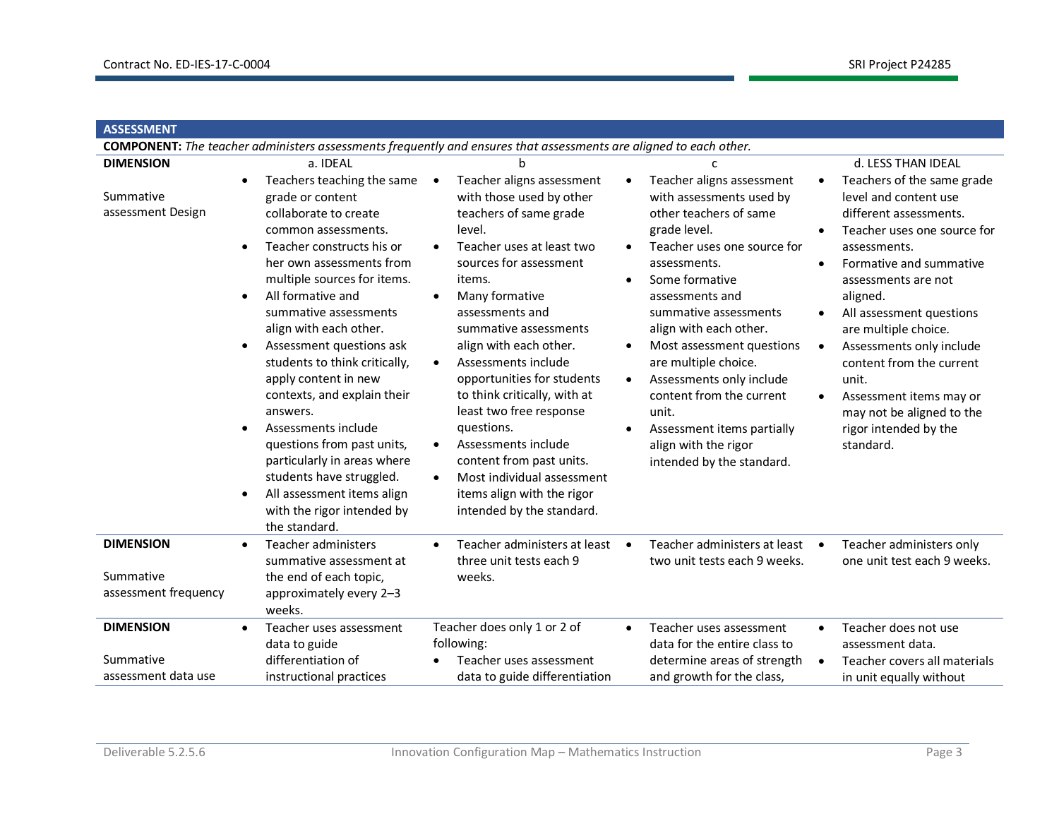## ASSESSMENT

**COMPONENT:** *The teacher administers assessments frequently and ensures that assessments are aligned to each other.*

| DIMENSION | a. IDEAL | b | c | d. LESS THAN IDEAL |
|---|---|---|---|---|
| **DIMENSION**<br><br>Summative assessment Design | • Teachers teaching the same grade or content collaborate to create common assessments.<br>• Teacher constructs his or her own assessments from multiple sources for items.<br>• All formative and summative assessments align with each other.<br>• Assessment questions ask students to think critically, apply content in new contexts, and explain their answers.<br>• Assessments include questions from past units, particularly in areas where students have struggled.<br>• All assessment items align with the rigor intended by the standard. | • Teacher aligns assessment with those used by other teachers of same grade level.<br>• Teacher uses at least two sources for assessment items.<br>• Many formative assessments and summative assessments align with each other.<br>• Assessments include opportunities for students to think critically, with at least two free response questions.<br>• Assessments include content from past units.<br>• Most individual assessment items align with the rigor intended by the standard. | • Teacher aligns assessment with assessments used by other teachers of same grade level.<br>• Teacher uses one source for assessments.<br>• Some formative assessments and summative assessments align with each other.<br>• Most assessment questions are multiple choice.<br>• Assessments only include content from the current unit.<br>• Assessment items partially align with the rigor intended by the standard. | • Teachers of the same grade level and content use different assessments.<br>• Teacher uses one source for assessments.<br>• Formative and summative assessments are not aligned.<br>• All assessment questions are multiple choice.<br>• Assessments only include content from the current unit.<br>• Assessment items may or may not be aligned to the rigor intended by the standard. |
| **DIMENSION**<br><br>Summative assessment frequency | • Teacher administers summative assessment at the end of each topic, approximately every 2–3 weeks. | • Teacher administers at least three unit tests each 9 weeks. | • Teacher administers at least two unit tests each 9 weeks. | • Teacher administers only one unit test each 9 weeks. |
| **DIMENSION**<br><br>Summative assessment data use | • Teacher uses assessment data to guide differentiation of instructional practices | Teacher does only 1 or 2 of following:<br>• Teacher uses assessment data to guide differentiation | • Teacher uses assessment data for the entire class to determine areas of strength and growth for the class, | • Teacher does not use assessment data.<br>• Teacher covers all materials in unit equally without |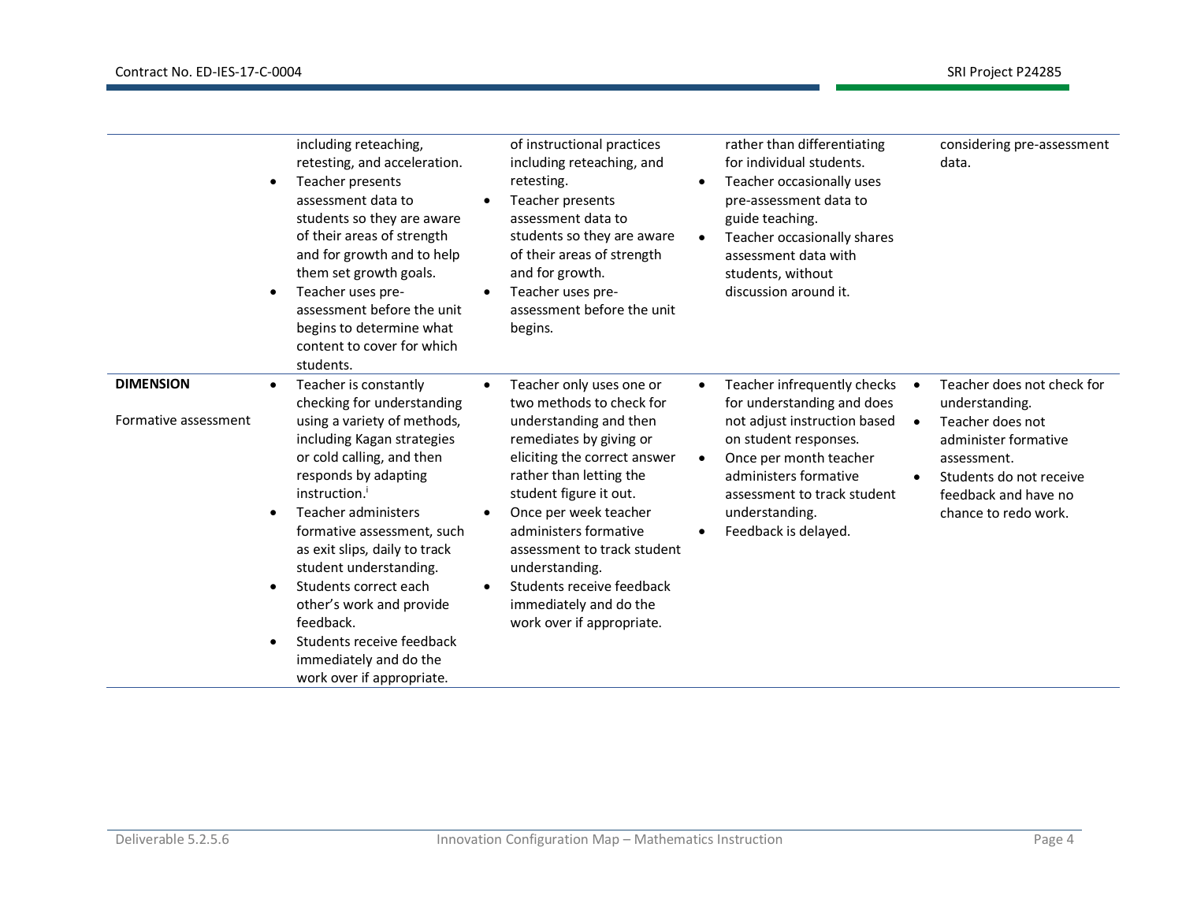| | | | | |
|---|---|---|---|---|
| | including reteaching, retesting, and acceleration.<br>• Teacher presents assessment data to students so they are aware of their areas of strength and for growth and to help them set growth goals.<br>• Teacher uses pre-assessment before the unit begins to determine what content to cover for which students. | of instructional practices including reteaching, and retesting.<br>• Teacher presents assessment data to students so they are aware of their areas of strength and for growth.<br>• Teacher uses pre-assessment before the unit begins. | rather than differentiating for individual students.<br>• Teacher occasionally uses pre-assessment data to guide teaching.<br>• Teacher occasionally shares assessment data with students, without discussion around it. | considering pre-assessment data. |
| **DIMENSION**<br><br>Formative assessment | • Teacher is constantly checking for understanding using a variety of methods, including Kagan strategies or cold calling, and then responds by adapting instruction.[i]<br>• Teacher administers formative assessment, such as exit slips, daily to track student understanding.<br>• Students correct each other's work and provide feedback.<br>• Students receive feedback immediately and do the work over if appropriate. | • Teacher only uses one or two methods to check for understanding and then remediates by giving or eliciting the correct answer rather than letting the student figure it out.<br>• Once per week teacher administers formative assessment to track student understanding.<br>• Students receive feedback immediately and do the work over if appropriate. | • Teacher infrequently checks for understanding and does not adjust instruction based on student responses.<br>• Once per month teacher administers formative assessment to track student understanding.<br>• Feedback is delayed. | • Teacher does not check for understanding.<br>• Teacher does not administer formative assessment.<br>• Students do not receive feedback and have no chance to redo work. |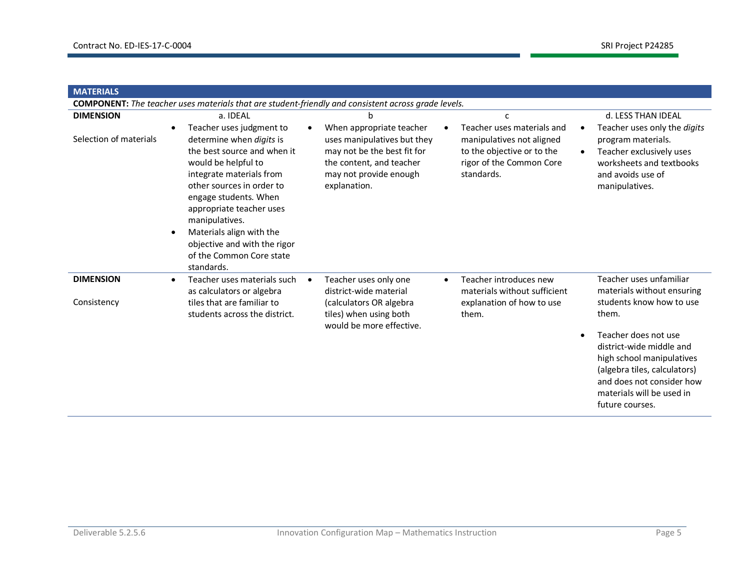**MATERIALS**

**COMPONENT:** *The teacher uses materials that are student-friendly and consistent across grade levels.*

| DIMENSION | a. IDEAL | b | c | d. LESS THAN IDEAL |
|---|---|---|---|---|
| **DIMENSION**<br><br>Selection of materials | • Teacher uses judgment to determine when *digits* is the best source and when it would be helpful to integrate materials from other sources in order to engage students. When appropriate teacher uses manipulatives.<br>• Materials align with the objective and with the rigor of the Common Core state standards. | • When appropriate teacher uses manipulatives but they may not be the best fit for the content, and teacher may not provide enough explanation. | • Teacher uses materials and manipulatives not aligned to the objective or to the rigor of the Common Core standards. | • Teacher uses only the *digits* program materials.<br>• Teacher exclusively uses worksheets and textbooks and avoids use of manipulatives. |
| **DIMENSION**<br><br>Consistency | • Teacher uses materials such as calculators or algebra tiles that are familiar to students across the district. | • Teacher uses only one district-wide material (calculators OR algebra tiles) when using both would be more effective. | • Teacher introduces new materials without sufficient explanation of how to use them. | Teacher uses unfamiliar materials without ensuring students know how to use them.<br>• Teacher does not use district-wide middle and high school manipulatives (algebra tiles, calculators) and does not consider how materials will be used in future courses. |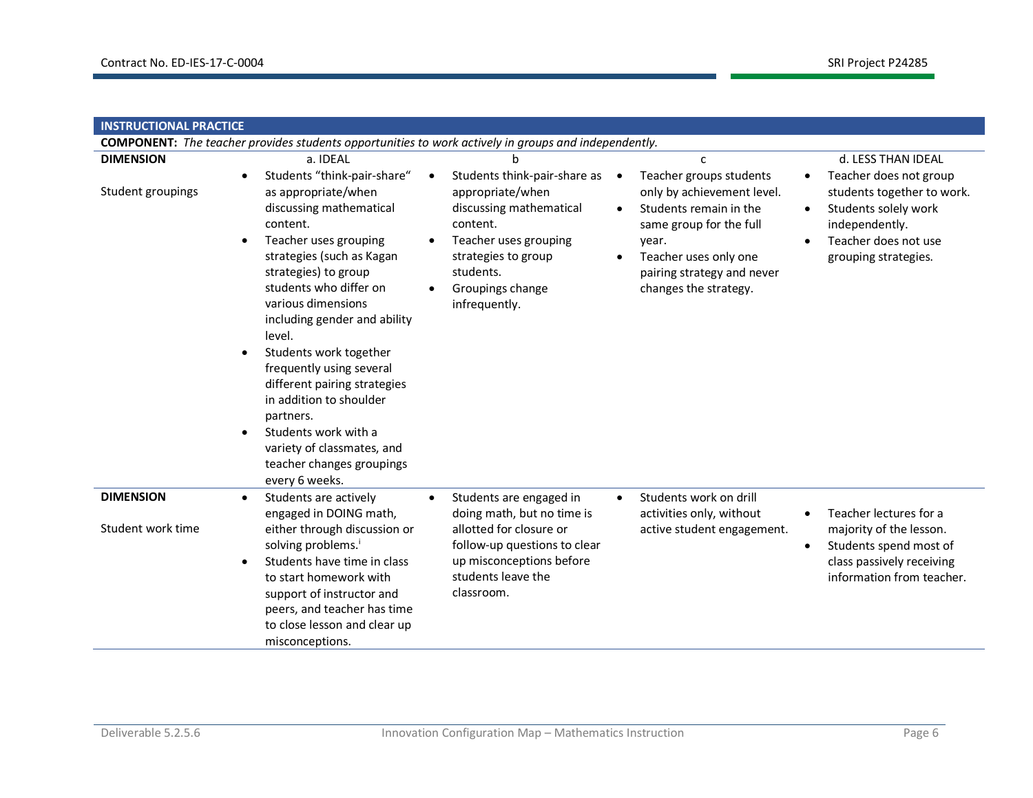| INSTRUCTIONAL PRACTICE | | | | |
|---|---|---|---|---|
| **COMPONENT:** *The teacher provides students opportunities to work actively in groups and independently.* | | | | |
| **DIMENSION** | a. IDEAL | b | c | d. LESS THAN IDEAL |
| Student groupings | • Students "think-pair-share" as appropriate/when discussing mathematical content.<br>• Teacher uses grouping strategies (such as Kagan strategies) to group students who differ on various dimensions including gender and ability level.<br>• Students work together frequently using several different pairing strategies in addition to shoulder partners.<br>• Students work with a variety of classmates, and teacher changes groupings every 6 weeks. | • Students think-pair-share as appropriate/when discussing mathematical content.<br>• Teacher uses grouping strategies to group students.<br>• Groupings change infrequently. | • Teacher groups students only by achievement level.<br>• Students remain in the same group for the full year.<br>• Teacher uses only one pairing strategy and never changes the strategy. | • Teacher does not group students together to work.<br>• Students solely work independently.<br>• Teacher does not use grouping strategies. |
| **DIMENSION**<br><br>Student work time | • Students are actively engaged in DOING math, either through discussion or solving problems.[i]<br>• Students have time in class to start homework with support of instructor and peers, and teacher has time to close lesson and clear up misconceptions. | • Students are engaged in doing math, but no time is allotted for closure or follow-up questions to clear up misconceptions before students leave the classroom. | • Students work on drill activities only, without active student engagement. | • Teacher lectures for a majority of the lesson.<br>• Students spend most of class passively receiving information from teacher. |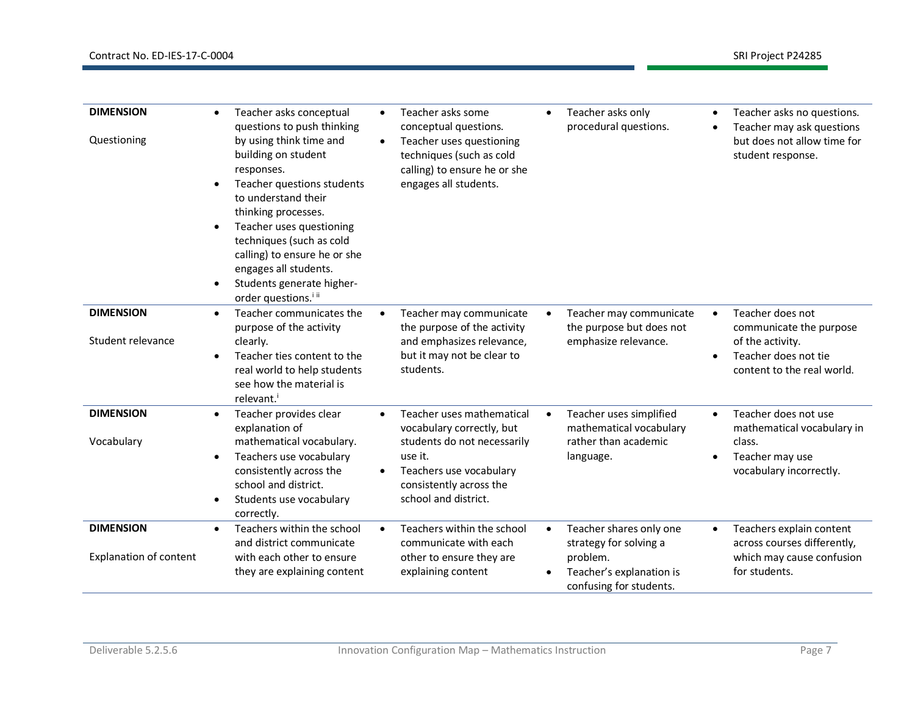| | | | | |
|---|---|---|---|---|
| **DIMENSION**<br><br>Questioning | • Teacher asks conceptual questions to push thinking by using think time and building on student responses.<br>• Teacher questions students to understand their thinking processes.<br>• Teacher uses questioning techniques (such as cold calling) to ensure he or she engages all students.<br>• Students generate higher-order questions.[i ii] | • Teacher asks some conceptual questions.<br>• Teacher uses questioning techniques (such as cold calling) to ensure he or she engages all students. | • Teacher asks only procedural questions. | • Teacher asks no questions.<br>• Teacher may ask questions but does not allow time for student response. |
| **DIMENSION**<br><br>Student relevance | • Teacher communicates the purpose of the activity clearly.<br>• Teacher ties content to the real world to help students see how the material is relevant.[i] | • Teacher may communicate the purpose of the activity and emphasizes relevance, but it may not be clear to students. | • Teacher may communicate the purpose but does not emphasize relevance. | • Teacher does not communicate the purpose of the activity.<br>• Teacher does not tie content to the real world. |
| **DIMENSION**<br><br>Vocabulary | • Teacher provides clear explanation of mathematical vocabulary.<br>• Teachers use vocabulary consistently across the school and district.<br>• Students use vocabulary correctly. | • Teacher uses mathematical vocabulary correctly, but students do not necessarily use it.<br>• Teachers use vocabulary consistently across the school and district. | • Teacher uses simplified mathematical vocabulary rather than academic language. | • Teacher does not use mathematical vocabulary in class.<br>• Teacher may use vocabulary incorrectly. |
| **DIMENSION**<br><br>Explanation of content | • Teachers within the school and district communicate with each other to ensure they are explaining content | • Teachers within the school communicate with each other to ensure they are explaining content | • Teacher shares only one strategy for solving a problem.<br>• Teacher's explanation is confusing for students. | • Teachers explain content across courses differently, which may cause confusion for students. |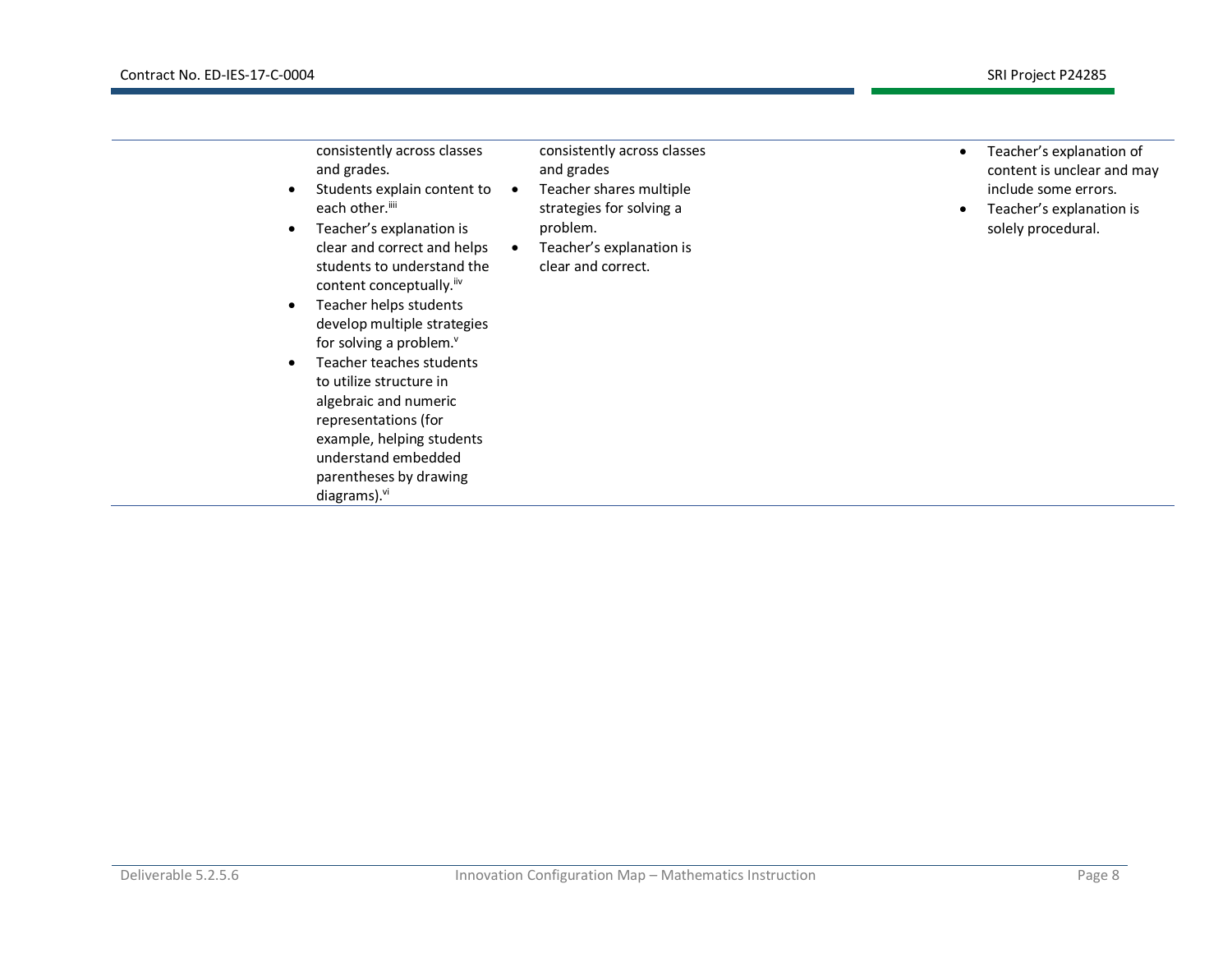| | | | | |
|---|---|---|---|---|
| | consistently across classes and grades.<br>• Students explain content to each other.[iii]<br>• Teacher's explanation is clear and correct and helps students to understand the content conceptually.[iv]<br>• Teacher helps students develop multiple strategies for solving a problem.[v]<br>• Teacher teaches students to utilize structure in algebraic and numeric representations (for example, helping students understand embedded parentheses by drawing diagrams).[vi] | consistently across classes and grades<br>• Teacher shares multiple strategies for solving a problem.<br>• Teacher's explanation is clear and correct. | | • Teacher's explanation of content is unclear and may include some errors.<br>• Teacher's explanation is solely procedural. |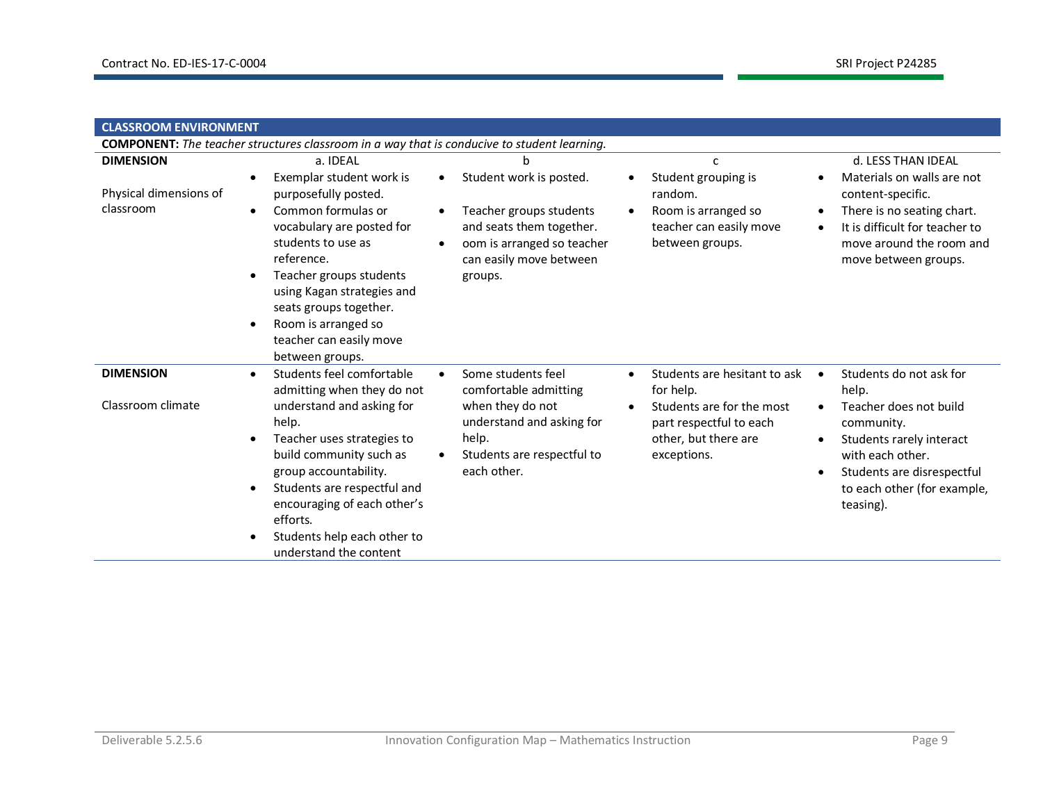## CLASSROOM ENVIRONMENT

**COMPONENT:** *The teacher structures classroom in a way that is conducive to student learning.*

| DIMENSION | a. IDEAL | b | c | d. LESS THAN IDEAL |
|---|---|---|---|---|
| **DIMENSION**<br><br>Physical dimensions of classroom | • Exemplar student work is purposefully posted.<br>• Common formulas or vocabulary are posted for students to use as reference.<br>• Teacher groups students using Kagan strategies and seats groups together.<br>• Room is arranged so teacher can easily move between groups. | • Student work is posted.<br>• Teacher groups students and seats them together.<br>• oom is arranged so teacher can easily move between groups. | • Student grouping is random.<br>• Room is arranged so teacher can easily move between groups. | • Materials on walls are not content-specific.<br>• There is no seating chart.<br>• It is difficult for teacher to move around the room and move between groups. |
| **DIMENSION**<br><br>Classroom climate | • Students feel comfortable admitting when they do not understand and asking for help.<br>• Teacher uses strategies to build community such as group accountability.<br>• Students are respectful and encouraging of each other's efforts.<br>• Students help each other to understand the content | • Some students feel comfortable admitting when they do not understand and asking for help.<br>• Students are respectful to each other. | • Students are hesitant to ask for help.<br>• Students are for the most part respectful to each other, but there are exceptions. | • Students do not ask for help.<br>• Teacher does not build community.<br>• Students rarely interact with each other.<br>• Students are disrespectful to each other (for example, teasing). |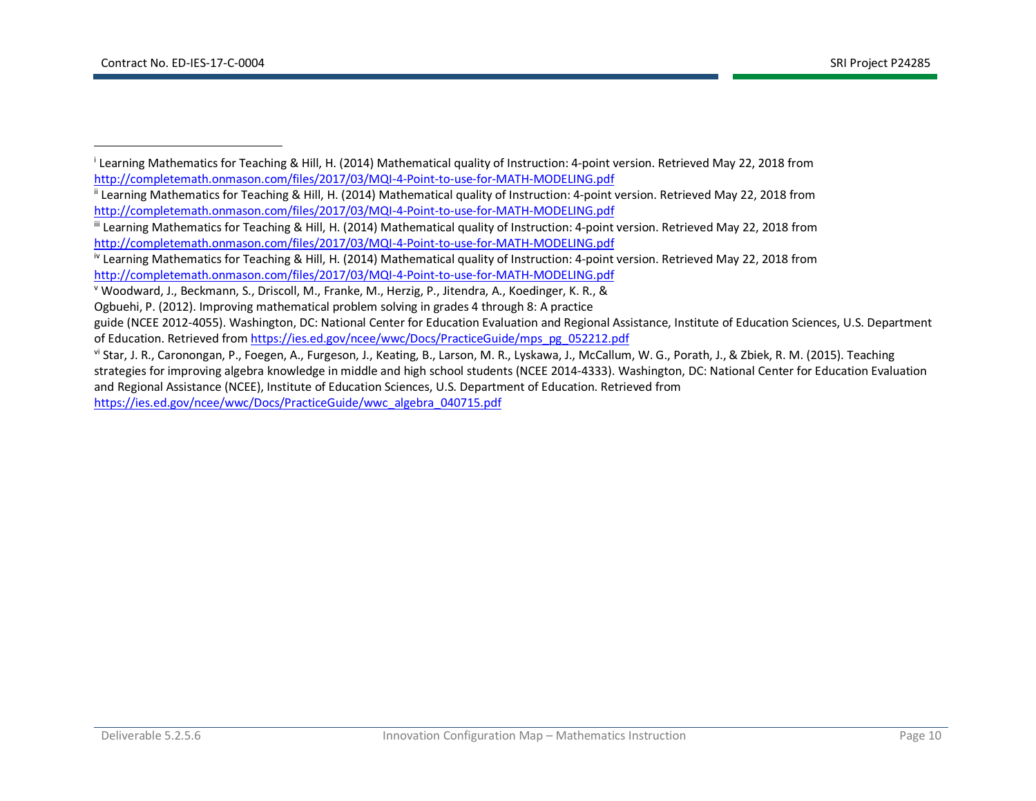[i] Learning Mathematics for Teaching & Hill, H. (2014) Mathematical quality of Instruction: 4-point version. Retrieved May 22, 2018 from http://completemath.onmason.com/files/2017/03/MQI-4-Point-to-use-for-MATH-MODELING.pdf

[ii] Learning Mathematics for Teaching & Hill, H. (2014) Mathematical quality of Instruction: 4-point version. Retrieved May 22, 2018 from http://completemath.onmason.com/files/2017/03/MQI-4-Point-to-use-for-MATH-MODELING.pdf

[iii] Learning Mathematics for Teaching & Hill, H. (2014) Mathematical quality of Instruction: 4-point version. Retrieved May 22, 2018 from http://completemath.onmason.com/files/2017/03/MQI-4-Point-to-use-for-MATH-MODELING.pdf

[iv] Learning Mathematics for Teaching & Hill, H. (2014) Mathematical quality of Instruction: 4-point version. Retrieved May 22, 2018 from http://completemath.onmason.com/files/2017/03/MQI-4-Point-to-use-for-MATH-MODELING.pdf

[v] Woodward, J., Beckmann, S., Driscoll, M., Franke, M., Herzig, P., Jitendra, A., Koedinger, K. R., & Ogbuehi, P. (2012). Improving mathematical problem solving in grades 4 through 8: A practice guide (NCEE 2012-4055). Washington, DC: National Center for Education Evaluation and Regional Assistance, Institute of Education Sciences, U.S. Department of Education. Retrieved from https://ies.ed.gov/ncee/wwc/Docs/PracticeGuide/mps_pg_052212.pdf

[vi] Star, J. R., Caronongan, P., Foegen, A., Furgeson, J., Keating, B., Larson, M. R., Lyskawa, J., McCallum, W. G., Porath, J., & Zbiek, R. M. (2015). Teaching strategies for improving algebra knowledge in middle and high school students (NCEE 2014-4333). Washington, DC: National Center for Education Evaluation and Regional Assistance (NCEE), Institute of Education Sciences, U.S. Department of Education. Retrieved from https://ies.ed.gov/ncee/wwc/Docs/PracticeGuide/wwc_algebra_040715.pdf